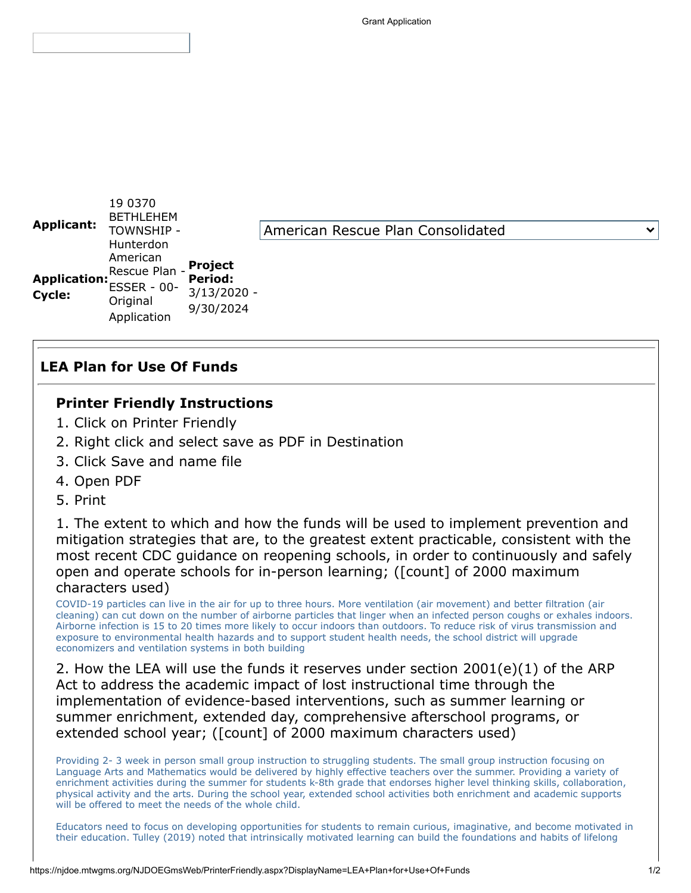| **Applicant:** | 19 0370 BETHLEHEM TOWNSHIP - Hunterdon | | |
|---|---|---|---|
| **Application: Cycle:** | American Rescue Plan - ESSER - 00- Original Application | **Project Period:** 3/13/2020 - 9/30/2024 | |

American Rescue Plan Consolidated

## LEA Plan for Use Of Funds

### Printer Friendly Instructions

1. Click on Printer Friendly
2. Right click and select save as PDF in Destination
3. Click Save and name file
4. Open PDF
5. Print

1. The extent to which and how the funds will be used to implement prevention and mitigation strategies that are, to the greatest extent practicable, consistent with the most recent CDC guidance on reopening schools, in order to continuously and safely open and operate schools for in-person learning; ([count] of 2000 maximum characters used)

COVID-19 particles can live in the air for up to three hours. More ventilation (air movement) and better filtration (air cleaning) can cut down on the number of airborne particles that linger when an infected person coughs or exhales indoors. Airborne infection is 15 to 20 times more likely to occur indoors than outdoors. To reduce risk of virus transmission and exposure to environmental health hazards and to support student health needs, the school district will upgrade economizers and ventilation systems in both building

2. How the LEA will use the funds it reserves under section 2001(e)(1) of the ARP Act to address the academic impact of lost instructional time through the implementation of evidence-based interventions, such as summer learning or summer enrichment, extended day, comprehensive afterschool programs, or extended school year; ([count] of 2000 maximum characters used)

Providing 2- 3 week in person small group instruction to struggling students. The small group instruction focusing on Language Arts and Mathematics would be delivered by highly effective teachers over the summer. Providing a variety of enrichment activities during the summer for students k-8th grade that endorses higher level thinking skills, collaboration, physical activity and the arts. During the school year, extended school activities both enrichment and academic supports will be offered to meet the needs of the whole child.

Educators need to focus on developing opportunities for students to remain curious, imaginative, and become motivated in their education. Tulley (2019) noted that intrinsically motivated learning can build the foundations and habits of lifelong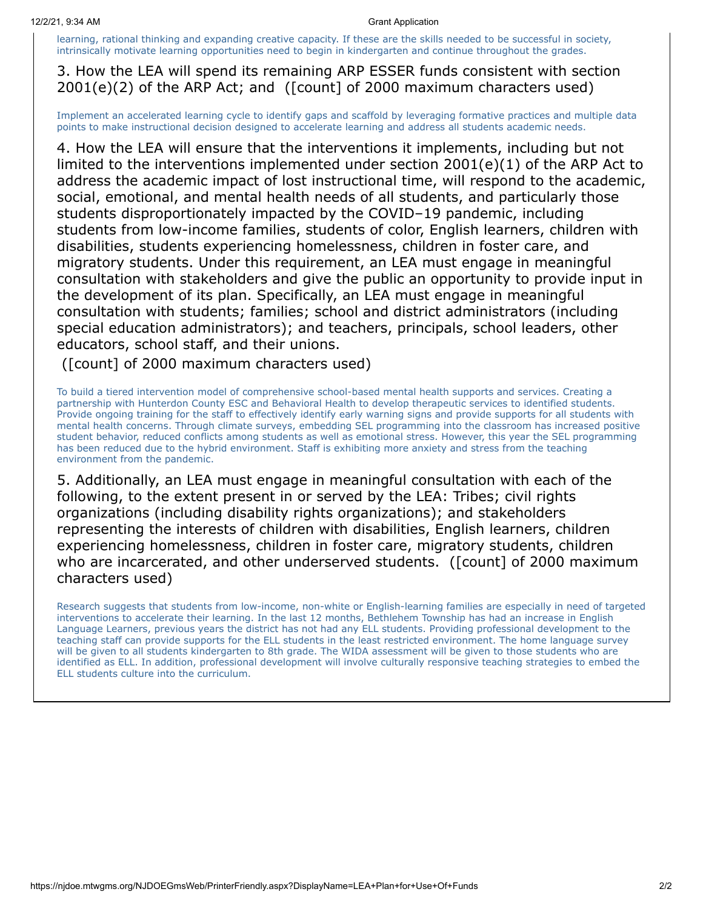learning, rational thinking and expanding creative capacity. If these are the skills needed to be successful in society, intrinsically motivate learning opportunities need to begin in kindergarten and continue throughout the grades.

3. How the LEA will spend its remaining ARP ESSER funds consistent with section 2001(e)(2) of the ARP Act; and ([count] of 2000 maximum characters used)

Implement an accelerated learning cycle to identify gaps and scaffold by leveraging formative practices and multiple data points to make instructional decision designed to accelerate learning and address all students academic needs.

4. How the LEA will ensure that the interventions it implements, including but not limited to the interventions implemented under section 2001(e)(1) of the ARP Act to address the academic impact of lost instructional time, will respond to the academic, social, emotional, and mental health needs of all students, and particularly those students disproportionately impacted by the COVID–19 pandemic, including students from low-income families, students of color, English learners, children with disabilities, students experiencing homelessness, children in foster care, and migratory students. Under this requirement, an LEA must engage in meaningful consultation with stakeholders and give the public an opportunity to provide input in the development of its plan. Specifically, an LEA must engage in meaningful consultation with students; families; school and district administrators (including special education administrators); and teachers, principals, school leaders, other educators, school staff, and their unions.
([count] of 2000 maximum characters used)

To build a tiered intervention model of comprehensive school-based mental health supports and services. Creating a partnership with Hunterdon County ESC and Behavioral Health to develop therapeutic services to identified students. Provide ongoing training for the staff to effectively identify early warning signs and provide supports for all students with mental health concerns. Through climate surveys, embedding SEL programming into the classroom has increased positive student behavior, reduced conflicts among students as well as emotional stress. However, this year the SEL programming has been reduced due to the hybrid environment. Staff is exhibiting more anxiety and stress from the teaching environment from the pandemic.

5. Additionally, an LEA must engage in meaningful consultation with each of the following, to the extent present in or served by the LEA: Tribes; civil rights organizations (including disability rights organizations); and stakeholders representing the interests of children with disabilities, English learners, children experiencing homelessness, children in foster care, migratory students, children who are incarcerated, and other underserved students. ([count] of 2000 maximum characters used)

Research suggests that students from low-income, non-white or English-learning families are especially in need of targeted interventions to accelerate their learning. In the last 12 months, Bethlehem Township has had an increase in English Language Learners, previous years the district has not had any ELL students. Providing professional development to the teaching staff can provide supports for the ELL students in the least restricted environment. The home language survey will be given to all students kindergarten to 8th grade. The WIDA assessment will be given to those students who are identified as ELL. In addition, professional development will involve culturally responsive teaching strategies to embed the ELL students culture into the curriculum.